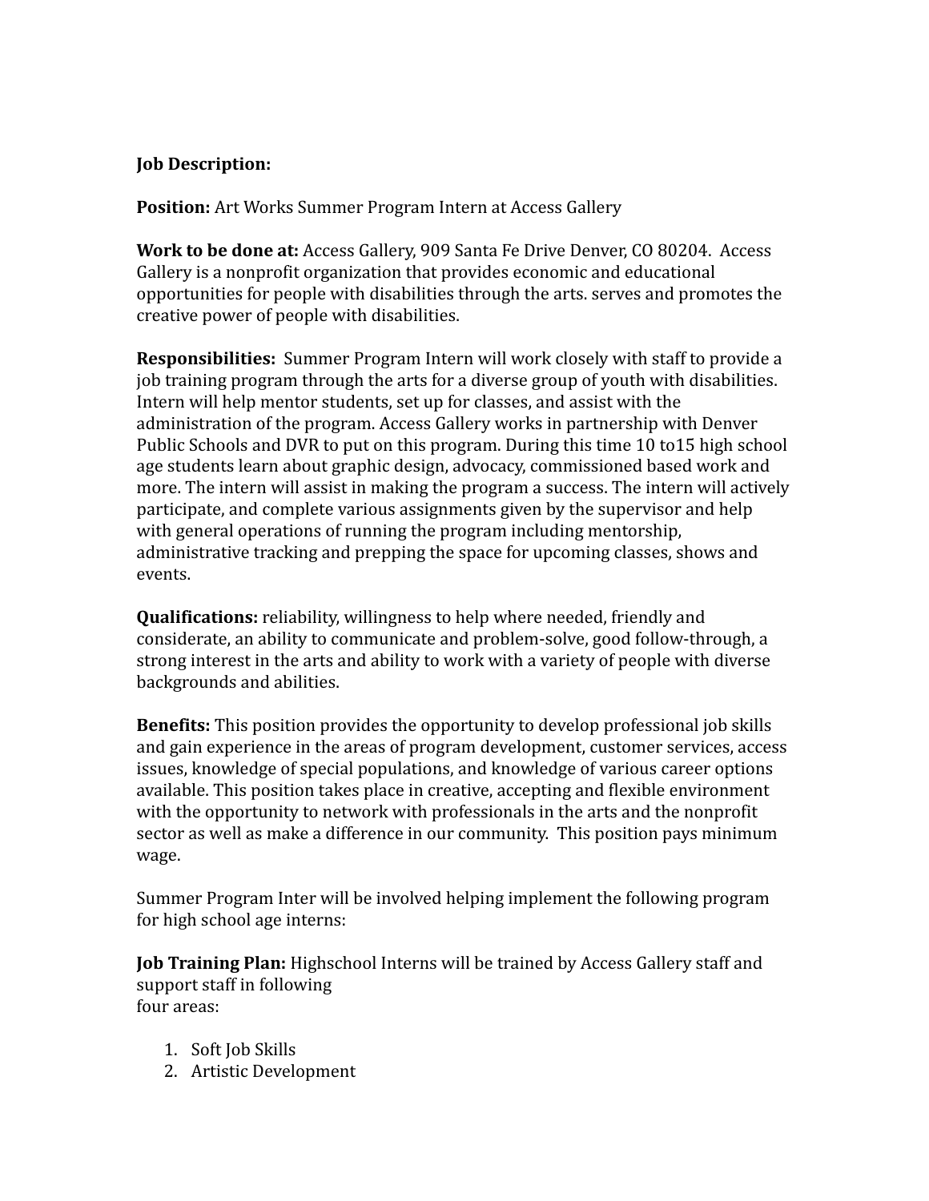**Job Description:**

**Position:** Art Works Summer Program Intern at Access Gallery

**Work to be done at:** Access Gallery, 909 Santa Fe Drive Denver, CO 80204. Access Gallery is a nonprofit organization that provides economic and educational opportunities for people with disabilities through the arts. serves and promotes the creative power of people with disabilities.

**Responsibilities:** Summer Program Intern will work closely with staff to provide a job training program through the arts for a diverse group of youth with disabilities. Intern will help mentor students, set up for classes, and assist with the administration of the program. Access Gallery works in partnership with Denver Public Schools and DVR to put on this program. During this time 10 to15 high school age students learn about graphic design, advocacy, commissioned based work and more. The intern will assist in making the program a success. The intern will actively participate, and complete various assignments given by the supervisor and help with general operations of running the program including mentorship, administrative tracking and prepping the space for upcoming classes, shows and events.

**Qualifications:** reliability, willingness to help where needed, friendly and considerate, an ability to communicate and problem-solve, good follow-through, a strong interest in the arts and ability to work with a variety of people with diverse backgrounds and abilities.

**Benefits:** This position provides the opportunity to develop professional job skills and gain experience in the areas of program development, customer services, access issues, knowledge of special populations, and knowledge of various career options available. This position takes place in creative, accepting and flexible environment with the opportunity to network with professionals in the arts and the nonprofit sector as well as make a difference in our community. This position pays minimum wage.

Summer Program Inter will be involved helping implement the following program for high school age interns:

**Job Training Plan:** Highschool Interns will be trained by Access Gallery staff and support staff in following
four areas:

1. Soft Job Skills
2. Artistic Development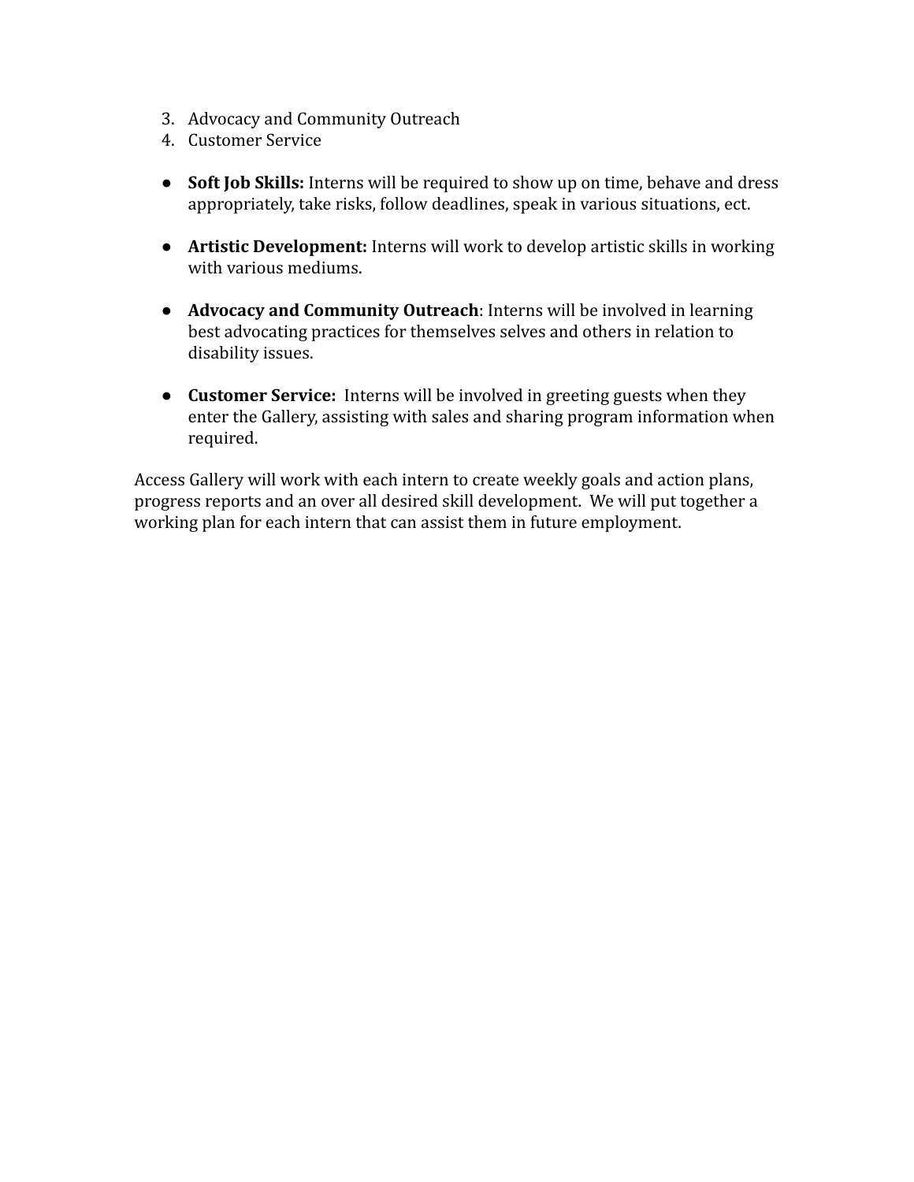3. Advocacy and Community Outreach
4. Customer Service

- **Soft Job Skills:** Interns will be required to show up on time, behave and dress appropriately, take risks, follow deadlines, speak in various situations, ect.

- **Artistic Development:** Interns will work to develop artistic skills in working with various mediums.

- **Advocacy and Community Outreach**: Interns will be involved in learning best advocating practices for themselves selves and others in relation to disability issues.

- **Customer Service:** Interns will be involved in greeting guests when they enter the Gallery, assisting with sales and sharing program information when required.

Access Gallery will work with each intern to create weekly goals and action plans, progress reports and an over all desired skill development. We will put together a working plan for each intern that can assist them in future employment.